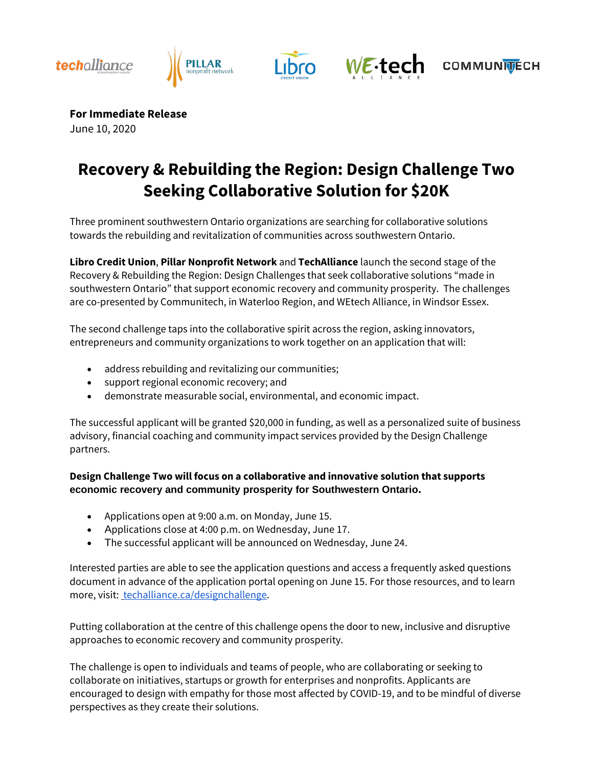**For Immediate Release**
June 10, 2020

# Recovery & Rebuilding the Region: Design Challenge Two Seeking Collaborative Solution for $20K

Three prominent southwestern Ontario organizations are searching for collaborative solutions towards the rebuilding and revitalization of communities across southwestern Ontario.

**Libro Credit Union**, **Pillar Nonprofit Network** and **TechAlliance** launch the second stage of the Recovery & Rebuilding the Region: Design Challenges that seek collaborative solutions "made in southwestern Ontario" that support economic recovery and community prosperity. The challenges are co-presented by Communitech, in Waterloo Region, and WEtech Alliance, in Windsor Essex.

The second challenge taps into the collaborative spirit across the region, asking innovators, entrepreneurs and community organizations to work together on an application that will:

- address rebuilding and revitalizing our communities;
- support regional economic recovery; and
- demonstrate measurable social, environmental, and economic impact.

The successful applicant will be granted $20,000 in funding, as well as a personalized suite of business advisory, financial coaching and community impact services provided by the Design Challenge partners.

**Design Challenge Two will focus on a collaborative and innovative solution that supports economic recovery and community prosperity for Southwestern Ontario.**

- Applications open at 9:00 a.m. on Monday, June 15.
- Applications close at 4:00 p.m. on Wednesday, June 17.
- The successful applicant will be announced on Wednesday, June 24.

Interested parties are able to see the application questions and access a frequently asked questions document in advance of the application portal opening on June 15. For those resources, and to learn more, visit: techalliance.ca/designchallenge.

Putting collaboration at the centre of this challenge opens the door to new, inclusive and disruptive approaches to economic recovery and community prosperity.

The challenge is open to individuals and teams of people, who are collaborating or seeking to collaborate on initiatives, startups or growth for enterprises and nonprofits. Applicants are encouraged to design with empathy for those most affected by COVID-19, and to be mindful of diverse perspectives as they create their solutions.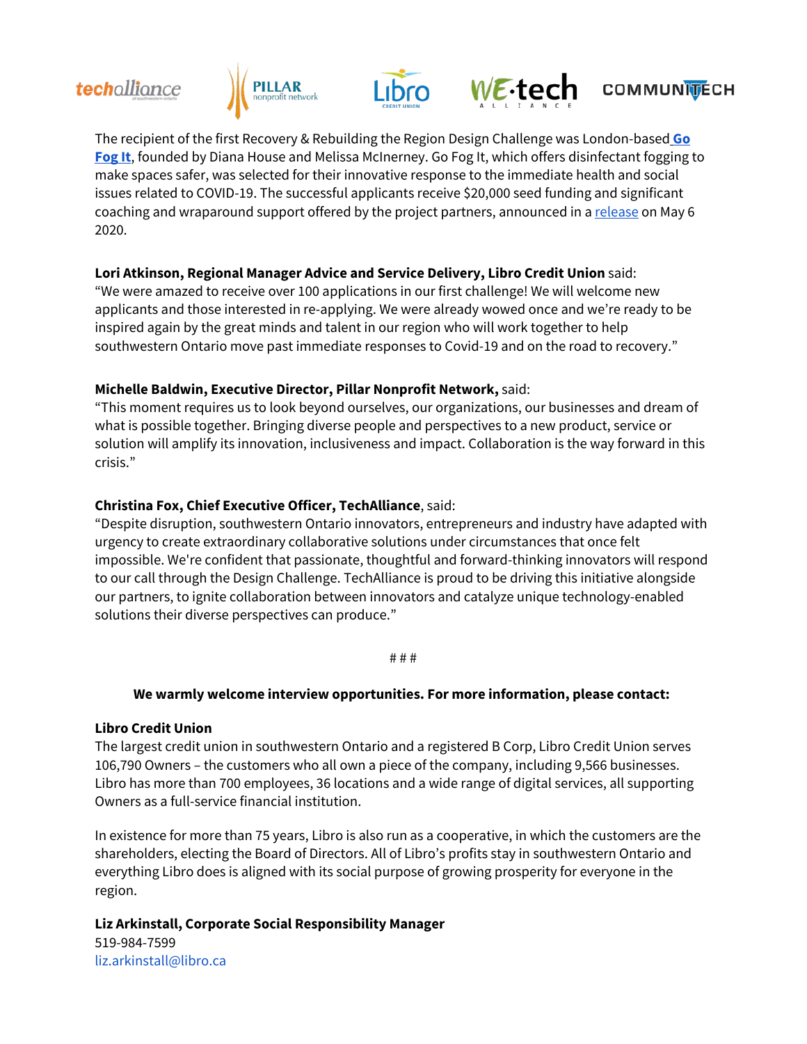The recipient of the first Recovery & Rebuilding the Region Design Challenge was London-based **Go Fog It**, founded by Diana House and Melissa McInerney. Go Fog It, which offers disinfectant fogging to make spaces safer, was selected for their innovative response to the immediate health and social issues related to COVID-19. The successful applicants receive $20,000 seed funding and significant coaching and wraparound support offered by the project partners, announced in a release on May 6 2020.

**Lori Atkinson, Regional Manager Advice and Service Delivery, Libro Credit Union** said:
"We were amazed to receive over 100 applications in our first challenge! We will welcome new applicants and those interested in re-applying. We were already wowed once and we're ready to be inspired again by the great minds and talent in our region who will work together to help southwestern Ontario move past immediate responses to Covid-19 and on the road to recovery."

**Michelle Baldwin, Executive Director, Pillar Nonprofit Network,** said:
"This moment requires us to look beyond ourselves, our organizations, our businesses and dream of what is possible together. Bringing diverse people and perspectives to a new product, service or solution will amplify its innovation, inclusiveness and impact. Collaboration is the way forward in this crisis."

**Christina Fox, Chief Executive Officer, TechAlliance**, said:
"Despite disruption, southwestern Ontario innovators, entrepreneurs and industry have adapted with urgency to create extraordinary collaborative solutions under circumstances that once felt impossible. We're confident that passionate, thoughtful and forward-thinking innovators will respond to our call through the Design Challenge. TechAlliance is proud to be driving this initiative alongside our partners, to ignite collaboration between innovators and catalyze unique technology-enabled solutions their diverse perspectives can produce."

# # #

**We warmly welcome interview opportunities. For more information, please contact:**

**Libro Credit Union**
The largest credit union in southwestern Ontario and a registered B Corp, Libro Credit Union serves 106,790 Owners – the customers who all own a piece of the company, including 9,566 businesses. Libro has more than 700 employees, 36 locations and a wide range of digital services, all supporting Owners as a full-service financial institution.

In existence for more than 75 years, Libro is also run as a cooperative, in which the customers are the shareholders, electing the Board of Directors. All of Libro's profits stay in southwestern Ontario and everything Libro does is aligned with its social purpose of growing prosperity for everyone in the region.

**Liz Arkinstall, Corporate Social Responsibility Manager**
519-984-7599
liz.arkinstall@libro.ca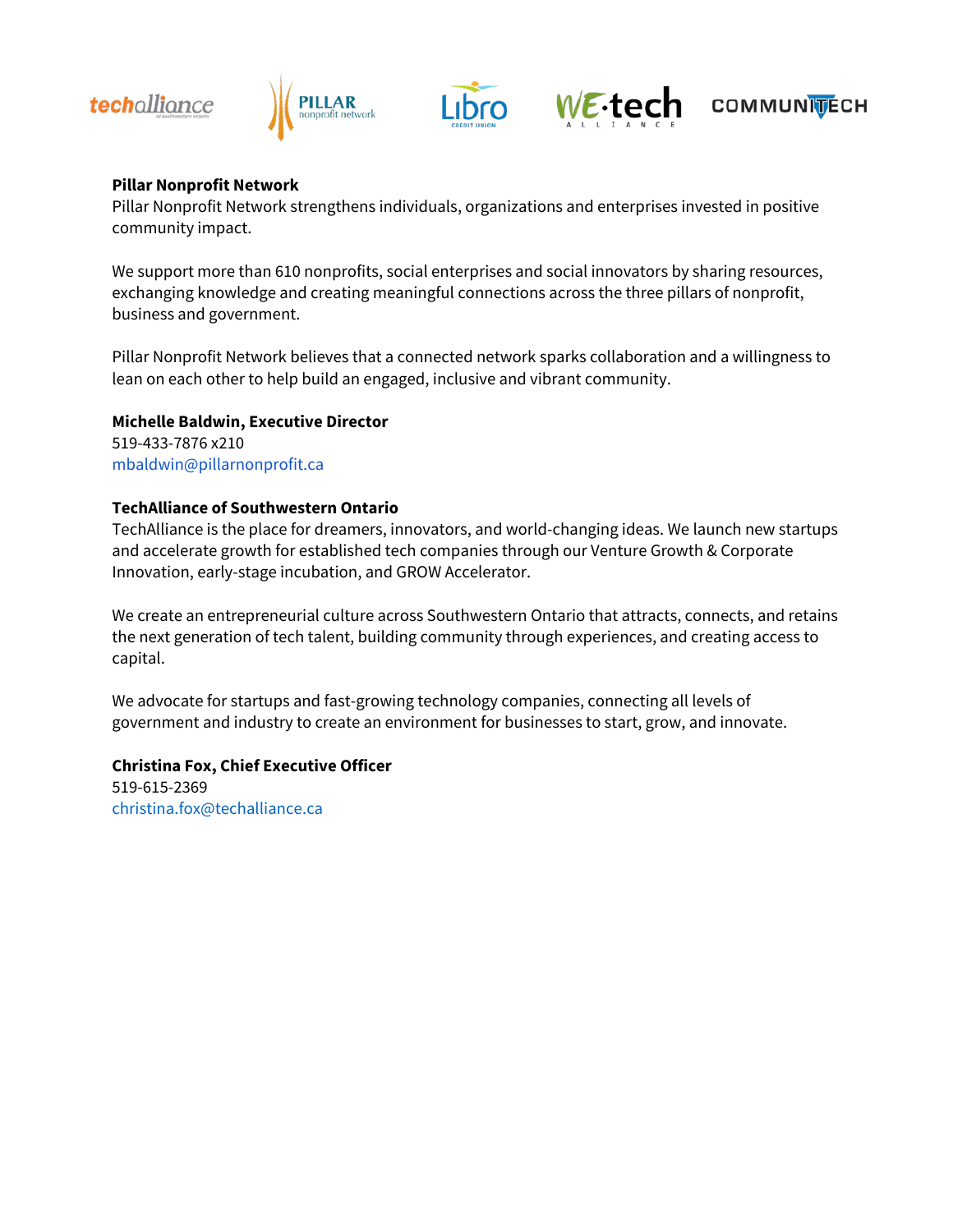**Pillar Nonprofit Network**
Pillar Nonprofit Network strengthens individuals, organizations and enterprises invested in positive community impact.

We support more than 610 nonprofits, social enterprises and social innovators by sharing resources, exchanging knowledge and creating meaningful connections across the three pillars of nonprofit, business and government.

Pillar Nonprofit Network believes that a connected network sparks collaboration and a willingness to lean on each other to help build an engaged, inclusive and vibrant community.

**Michelle Baldwin, Executive Director**
519-433-7876 x210
mbaldwin@pillarnonprofit.ca

**TechAlliance of Southwestern Ontario**
TechAlliance is the place for dreamers, innovators, and world-changing ideas. We launch new startups and accelerate growth for established tech companies through our Venture Growth & Corporate Innovation, early-stage incubation, and GROW Accelerator.

We create an entrepreneurial culture across Southwestern Ontario that attracts, connects, and retains the next generation of tech talent, building community through experiences, and creating access to capital.

We advocate for startups and fast-growing technology companies, connecting all levels of government and industry to create an environment for businesses to start, grow, and innovate.

**Christina Fox, Chief Executive Officer**
519-615-2369
christina.fox@techalliance.ca